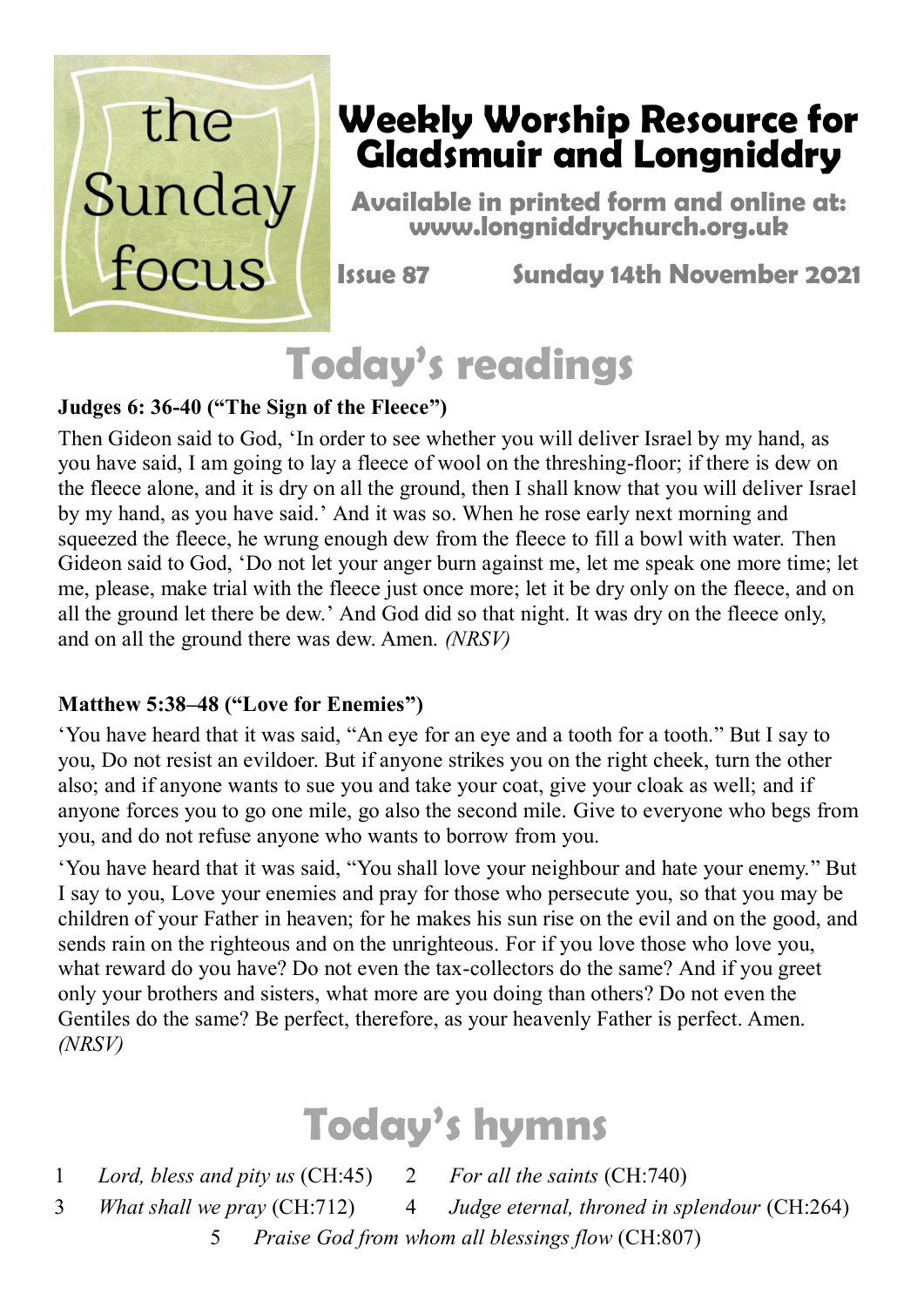the Sunday focus

# Weekly Worship Resource for Gladsmuir and Longniddry

**Available in printed form and online at: www.longniddrychurch.org.uk**

**Issue 87** **Sunday 14th November 2021**

## Today's readings

**Judges 6: 36-40 ("The Sign of the Fleece")**

Then Gideon said to God, 'In order to see whether you will deliver Israel by my hand, as you have said, I am going to lay a fleece of wool on the threshing-floor; if there is dew on the fleece alone, and it is dry on all the ground, then I shall know that you will deliver Israel by my hand, as you have said.' And it was so. When he rose early next morning and squeezed the fleece, he wrung enough dew from the fleece to fill a bowl with water. Then Gideon said to God, 'Do not let your anger burn against me, let me speak one more time; let me, please, make trial with the fleece just once more; let it be dry only on the fleece, and on all the ground let there be dew.' And God did so that night. It was dry on the fleece only, and on all the ground there was dew. Amen. *(NRSV)*

**Matthew 5:38–48 ("Love for Enemies")**

'You have heard that it was said, "An eye for an eye and a tooth for a tooth." But I say to you, Do not resist an evildoer. But if anyone strikes you on the right cheek, turn the other also; and if anyone wants to sue you and take your coat, give your cloak as well; and if anyone forces you to go one mile, go also the second mile. Give to everyone who begs from you, and do not refuse anyone who wants to borrow from you.

'You have heard that it was said, "You shall love your neighbour and hate your enemy." But I say to you, Love your enemies and pray for those who persecute you, so that you may be children of your Father in heaven; for he makes his sun rise on the evil and on the good, and sends rain on the righteous and on the unrighteous. For if you love those who love you, what reward do you have? Do not even the tax-collectors do the same? And if you greet only your brothers and sisters, what more are you doing than others? Do not even the Gentiles do the same? Be perfect, therefore, as your heavenly Father is perfect. Amen. *(NRSV)*

## Today's hymns

1. *Lord, bless and pity us* (CH:45)
2. *For all the saints* (CH:740)
3. *What shall we pray* (CH:712)
4. *Judge eternal, throned in splendour* (CH:264)
5. *Praise God from whom all blessings flow* (CH:807)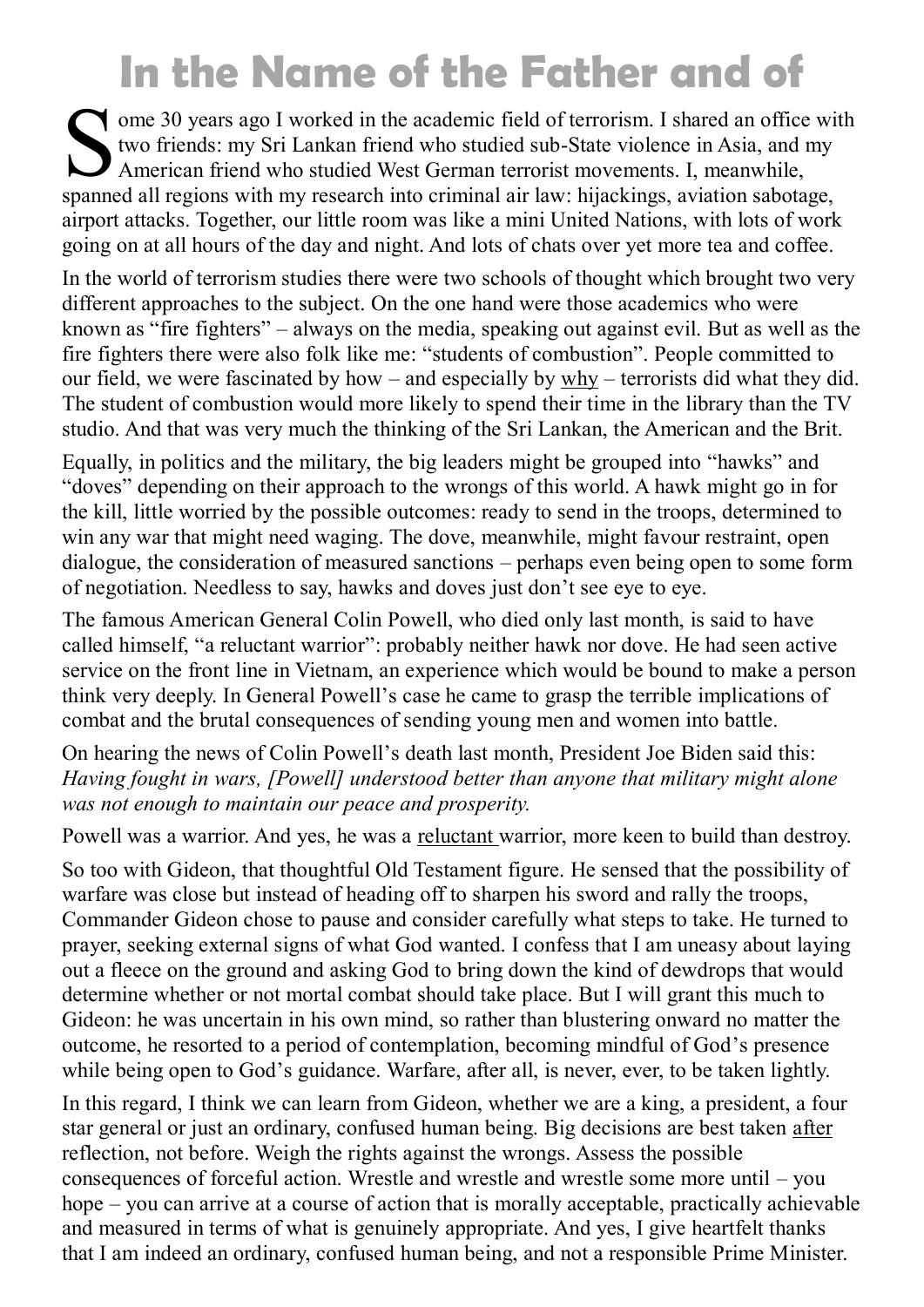# In the Name of the Father and of

Some 30 years ago I worked in the academic field of terrorism. I shared an office with two friends: my Sri Lankan friend who studied sub-State violence in Asia, and my American friend who studied West German terrorist movements. I, meanwhile, spanned all regions with my research into criminal air law: hijackings, aviation sabotage, airport attacks. Together, our little room was like a mini United Nations, with lots of work going on at all hours of the day and night. And lots of chats over yet more tea and coffee.

In the world of terrorism studies there were two schools of thought which brought two very different approaches to the subject. On the one hand were those academics who were known as "fire fighters" – always on the media, speaking out against evil. But as well as the fire fighters there were also folk like me: "students of combustion". People committed to our field, we were fascinated by how – and especially by <u>why</u> – terrorists did what they did. The student of combustion would more likely to spend their time in the library than the TV studio. And that was very much the thinking of the Sri Lankan, the American and the Brit.

Equally, in politics and the military, the big leaders might be grouped into "hawks" and "doves" depending on their approach to the wrongs of this world. A hawk might go in for the kill, little worried by the possible outcomes: ready to send in the troops, determined to win any war that might need waging. The dove, meanwhile, might favour restraint, open dialogue, the consideration of measured sanctions – perhaps even being open to some form of negotiation. Needless to say, hawks and doves just don't see eye to eye.

The famous American General Colin Powell, who died only last month, is said to have called himself, "a reluctant warrior": probably neither hawk nor dove. He had seen active service on the front line in Vietnam, an experience which would be bound to make a person think very deeply. In General Powell's case he came to grasp the terrible implications of combat and the brutal consequences of sending young men and women into battle.

On hearing the news of Colin Powell's death last month, President Joe Biden said this: *Having fought in wars, [Powell] understood better than anyone that military might alone was not enough to maintain our peace and prosperity.*

Powell was a warrior. And yes, he was a <u>reluctant</u> warrior, more keen to build than destroy.

So too with Gideon, that thoughtful Old Testament figure. He sensed that the possibility of warfare was close but instead of heading off to sharpen his sword and rally the troops, Commander Gideon chose to pause and consider carefully what steps to take. He turned to prayer, seeking external signs of what God wanted. I confess that I am uneasy about laying out a fleece on the ground and asking God to bring down the kind of dewdrops that would determine whether or not mortal combat should take place. But I will grant this much to Gideon: he was uncertain in his own mind, so rather than blustering onward no matter the outcome, he resorted to a period of contemplation, becoming mindful of God's presence while being open to God's guidance. Warfare, after all, is never, ever, to be taken lightly.

In this regard, I think we can learn from Gideon, whether we are a king, a president, a four star general or just an ordinary, confused human being. Big decisions are best taken <u>after</u> reflection, not before. Weigh the rights against the wrongs. Assess the possible consequences of forceful action. Wrestle and wrestle and wrestle some more until – you hope – you can arrive at a course of action that is morally acceptable, practically achievable and measured in terms of what is genuinely appropriate. And yes, I give heartfelt thanks that I am indeed an ordinary, confused human being, and not a responsible Prime Minister.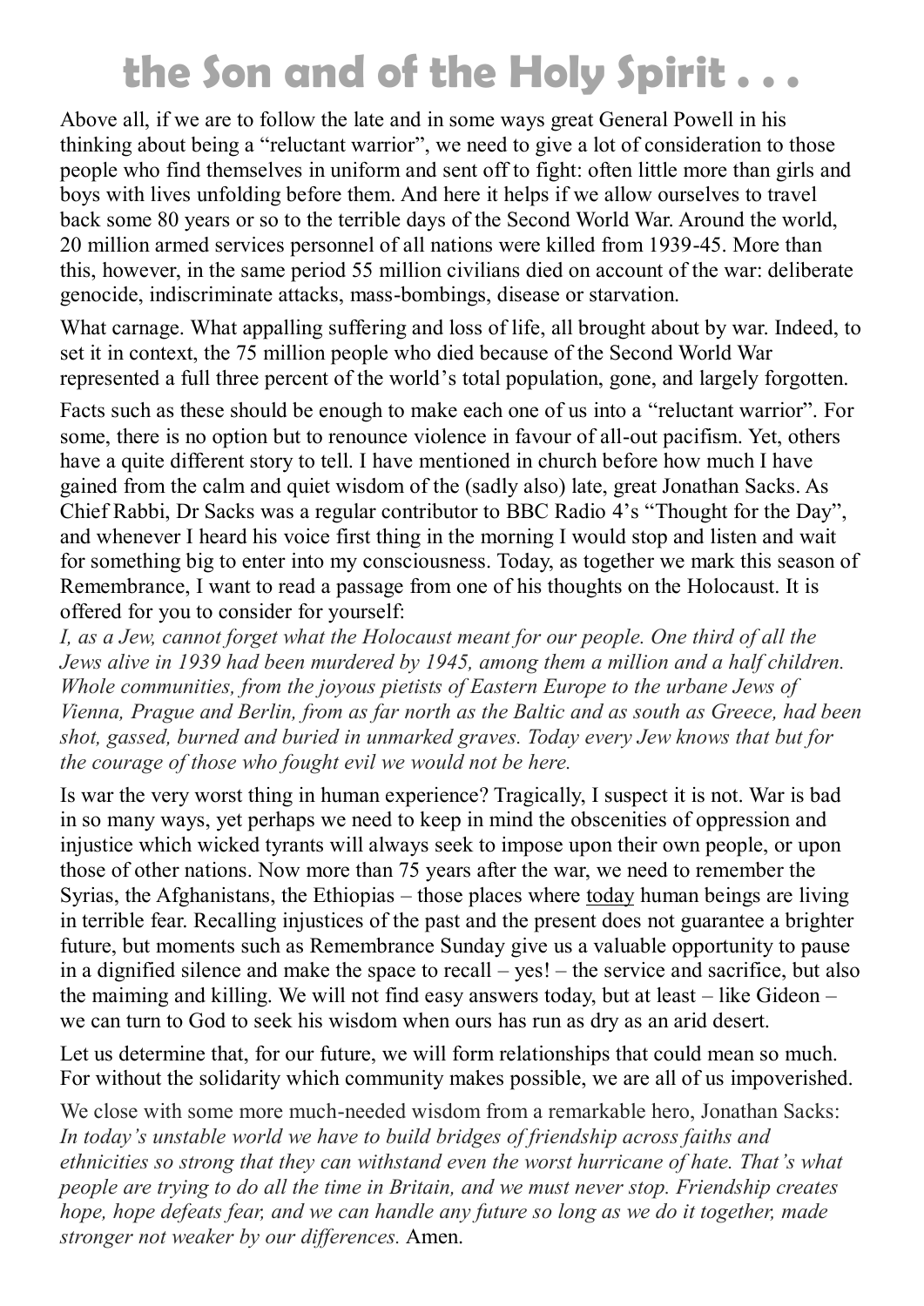# the Son and of the Holy Spirit . . .

Above all, if we are to follow the late and in some ways great General Powell in his thinking about being a "reluctant warrior", we need to give a lot of consideration to those people who find themselves in uniform and sent off to fight: often little more than girls and boys with lives unfolding before them. And here it helps if we allow ourselves to travel back some 80 years or so to the terrible days of the Second World War. Around the world, 20 million armed services personnel of all nations were killed from 1939-45. More than this, however, in the same period 55 million civilians died on account of the war: deliberate genocide, indiscriminate attacks, mass-bombings, disease or starvation.

What carnage. What appalling suffering and loss of life, all brought about by war. Indeed, to set it in context, the 75 million people who died because of the Second World War represented a full three percent of the world's total population, gone, and largely forgotten.

Facts such as these should be enough to make each one of us into a "reluctant warrior". For some, there is no option but to renounce violence in favour of all-out pacifism. Yet, others have a quite different story to tell. I have mentioned in church before how much I have gained from the calm and quiet wisdom of the (sadly also) late, great Jonathan Sacks. As Chief Rabbi, Dr Sacks was a regular contributor to BBC Radio 4's "Thought for the Day", and whenever I heard his voice first thing in the morning I would stop and listen and wait for something big to enter into my consciousness. Today, as together we mark this season of Remembrance, I want to read a passage from one of his thoughts on the Holocaust. It is offered for you to consider for yourself:

*I, as a Jew, cannot forget what the Holocaust meant for our people. One third of all the Jews alive in 1939 had been murdered by 1945, among them a million and a half children. Whole communities, from the joyous pietists of Eastern Europe to the urbane Jews of Vienna, Prague and Berlin, from as far north as the Baltic and as south as Greece, had been shot, gassed, burned and buried in unmarked graves. Today every Jew knows that but for the courage of those who fought evil we would not be here.*

Is war the very worst thing in human experience? Tragically, I suspect it is not. War is bad in so many ways, yet perhaps we need to keep in mind the obscenities of oppression and injustice which wicked tyrants will always seek to impose upon their own people, or upon those of other nations. Now more than 75 years after the war, we need to remember the Syrias, the Afghanistans, the Ethiopias – those places where <u>today</u> human beings are living in terrible fear. Recalling injustices of the past and the present does not guarantee a brighter future, but moments such as Remembrance Sunday give us a valuable opportunity to pause in a dignified silence and make the space to recall – yes! – the service and sacrifice, but also the maiming and killing. We will not find easy answers today, but at least – like Gideon – we can turn to God to seek his wisdom when ours has run as dry as an arid desert.

Let us determine that, for our future, we will form relationships that could mean so much. For without the solidarity which community makes possible, we are all of us impoverished.

We close with some more much-needed wisdom from a remarkable hero, Jonathan Sacks: *In today's unstable world we have to build bridges of friendship across faiths and ethnicities so strong that they can withstand even the worst hurricane of hate. That's what people are trying to do all the time in Britain, and we must never stop. Friendship creates hope, hope defeats fear, and we can handle any future so long as we do it together, made stronger not weaker by our differences.* Amen.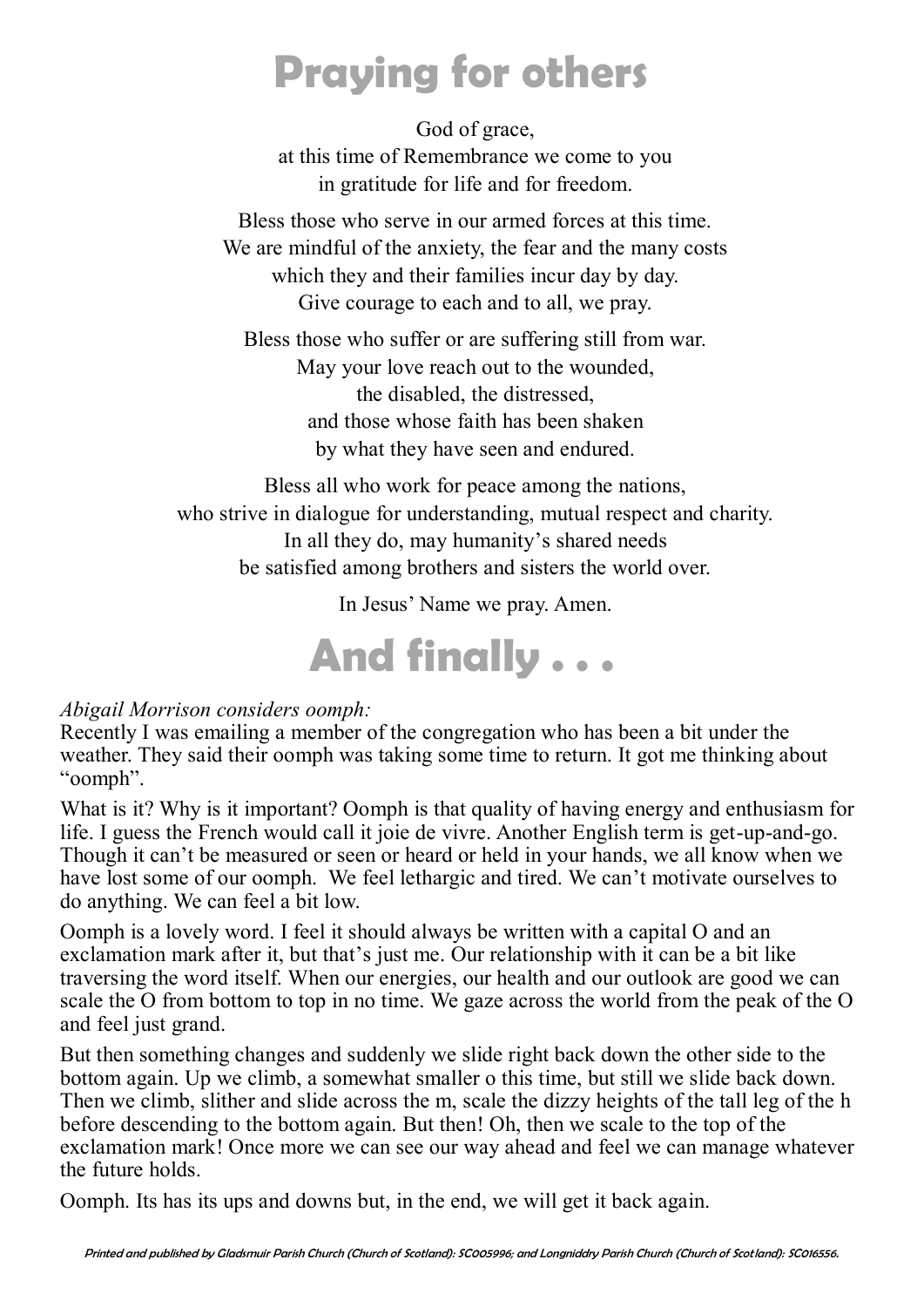# Praying for others

God of grace,
at this time of Remembrance we come to you
in gratitude for life and for freedom.

Bless those who serve in our armed forces at this time.
We are mindful of the anxiety, the fear and the many costs
which they and their families incur day by day.
Give courage to each and to all, we pray.

Bless those who suffer or are suffering still from war.
May your love reach out to the wounded,
the disabled, the distressed,
and those whose faith has been shaken
by what they have seen and endured.

Bless all who work for peace among the nations,
who strive in dialogue for understanding, mutual respect and charity.
In all they do, may humanity's shared needs
be satisfied among brothers and sisters the world over.

In Jesus' Name we pray. Amen.

# And finally . . .

*Abigail Morrison considers oomph:*

Recently I was emailing a member of the congregation who has been a bit under the weather. They said their oomph was taking some time to return. It got me thinking about "oomph".

What is it? Why is it important? Oomph is that quality of having energy and enthusiasm for life. I guess the French would call it joie de vivre. Another English term is get-up-and-go. Though it can't be measured or seen or heard or held in your hands, we all know when we have lost some of our oomph. We feel lethargic and tired. We can't motivate ourselves to do anything. We can feel a bit low.

Oomph is a lovely word. I feel it should always be written with a capital O and an exclamation mark after it, but that's just me. Our relationship with it can be a bit like traversing the word itself. When our energies, our health and our outlook are good we can scale the O from bottom to top in no time. We gaze across the world from the peak of the O and feel just grand.

But then something changes and suddenly we slide right back down the other side to the bottom again. Up we climb, a somewhat smaller o this time, but still we slide back down. Then we climb, slither and slide across the m, scale the dizzy heights of the tall leg of the h before descending to the bottom again. But then! Oh, then we scale to the top of the exclamation mark! Once more we can see our way ahead and feel we can manage whatever the future holds.

Oomph. Its has its ups and downs but, in the end, we will get it back again.

*Printed and published by Gladsmuir Parish Church (Church of Scotland): SC005996; and Longniddry Parish Church (Church of Scotland): SC016556.*